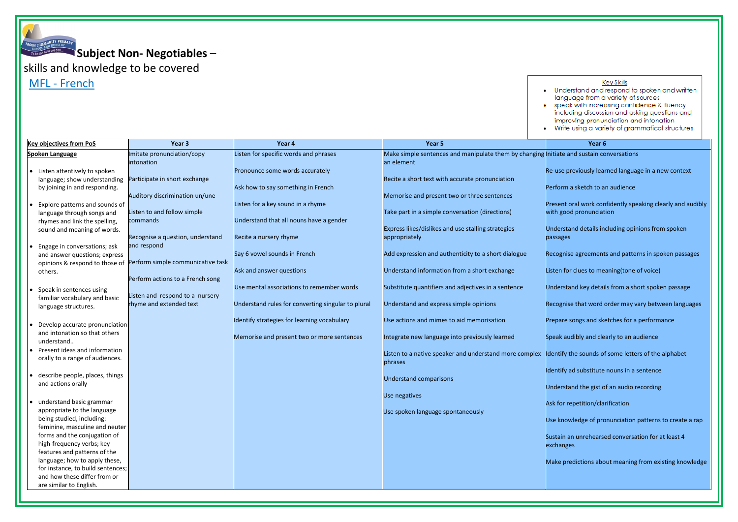# Subject Non- Negotiables –

skills and knowledge to be covered

MFL - French

**Key Skills**

- Understand and respond to spoken and written language from a variety of sources
- speak with increasing confidence & fluency including discussion and asking questions and improving pronunciation and intonation
- Write using a variety of grammatical structures.

| Key objectives from PoS | Year 3 | Year 4 | Year 5 | Year 6 |
|---|---|---|---|---|
| **Spoken Language**<br><br>• Listen attentively to spoken language; show understanding by joining in and responding.<br><br>• Explore patterns and sounds of language through songs and rhymes and link the spelling, sound and meaning of words.<br><br>• Engage in conversations; ask and answer questions; express opinions & respond to those of others.<br><br>• Speak in sentences using familiar vocabulary and basic language structures.<br><br>• Develop accurate pronunciation and intonation so that others understand..<br>• Present ideas and information orally to a range of audiences.<br><br>• describe people, places, things and actions orally<br><br>• understand basic grammar appropriate to the language being studied, including: feminine, masculine and neuter forms and the conjugation of high-frequency verbs; key features and patterns of the language; how to apply these, for instance, to build sentences; and how these differ from or are similar to English. | Imitate pronunciation/copy intonation<br><br>Participate in short exchange<br><br>Auditory discrimination un/une<br><br>Listen to and follow simple commands<br><br>Recognise a question, understand and respond<br><br>Perform simple communicative task<br><br>Perform actions to a French song<br><br>Listen and respond to a nursery rhyme and extended text | Listen for specific words and phrases<br><br>Pronounce some words accurately<br><br>Ask how to say something in French<br><br>Listen for a key sound in a rhyme<br><br>Understand that all nouns have a gender<br><br>Recite a nursery rhyme<br><br>Say 6 vowel sounds in French<br><br>Ask and answer questions<br><br>Use mental associations to remember words<br><br>Understand rules for converting singular to plural<br><br>Identify strategies for learning vocabulary<br><br>Memorise and present two or more sentences | Make simple sentences and manipulate them by changing an element<br><br>Recite a short text with accurate pronunciation<br><br>Memorise and present two or three sentences<br><br>Take part in a simple conversation (directions)<br><br>Express likes/dislikes and use stalling strategies appropriately<br><br>Add expression and authenticity to a short dialogue<br><br>Understand information from a short exchange<br><br>Substitute quantifiers and adjectives in a sentence<br><br>Understand and express simple opinions<br><br>Use actions and mimes to aid memorisation<br><br>Integrate new language into previously learned<br><br>Listen to a native speaker and understand more complex phrases<br><br>Understand comparisons<br><br>Use negatives<br><br>Use spoken language spontaneously | Initiate and sustain conversations<br><br>Re-use previously learned language in a new context<br><br>Perform a sketch to an audience<br><br>Present oral work confidently speaking clearly and audibly with good pronunciation<br><br>Understand details including opinions from spoken passages<br><br>Recognise agreements and patterns in spoken passages<br><br>Listen for clues to meaning(tone of voice)<br><br>Understand key details from a short spoken passage<br><br>Recognise that word order may vary between languages<br><br>Prepare songs and sketches for a performance<br><br>Speak audibly and clearly to an audience<br><br>Identify the sounds of some letters of the alphabet<br><br>Identify ad substitute nouns in a sentence<br><br>Understand the gist of an audio recording<br><br>Ask for repetition/clarification<br><br>Use knowledge of pronunciation patterns to create a rap<br><br>Sustain an unrehearsed conversation for at least 4 exchanges<br><br>Make predictions about meaning from existing knowledge |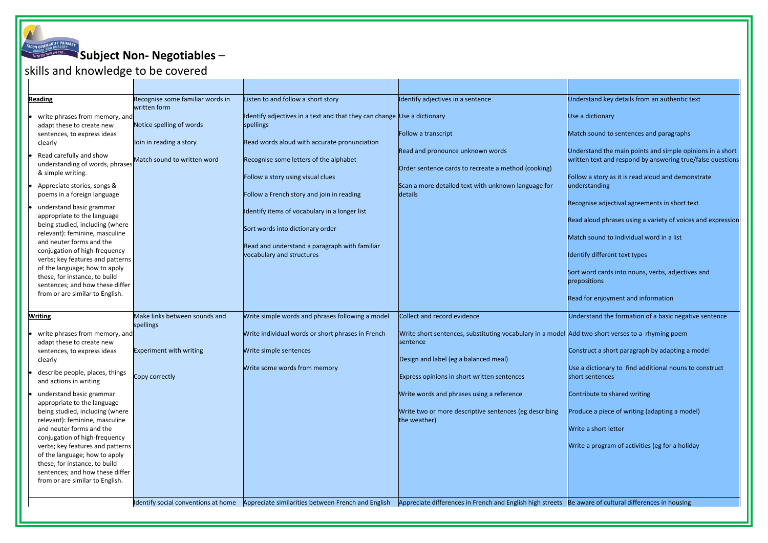**Subject Non- Negotiables** –

skills and knowledge to be covered

| | | | | |
|---|---|---|---|---|
| **Reading**<br><br>• write phrases from memory, and adapt these to create new sentences, to express ideas clearly<br>• Read carefully and show understanding of words, phrases & simple writing.<br>• Appreciate stories, songs & poems in a foreign language<br>• understand basic grammar appropriate to the language being studied, including (where relevant): feminine, masculine and neuter forms and the conjugation of high-frequency verbs; key features and patterns of the language; how to apply these, for instance, to build sentences; and how these differ from or are similar to English. | Recognise some familiar words in written form<br><br>Notice spelling of words<br><br>Join in reading a story<br><br>Match sound to written word | Listen to and follow a short story<br><br>Identify adjectives in a text and that they can change spellings<br><br>Read words aloud with accurate pronunciation<br><br>Recognise some letters of the alphabet<br><br>Follow a story using visual clues<br><br>Follow a French story and join in reading<br><br>Identify items of vocabulary in a longer list<br><br>Sort words into dictionary order<br><br>Read and understand a paragraph with familiar vocabulary and structures | Identify adjectives in a sentence<br><br>Use a dictionary<br><br>Follow a transcript<br><br>Read and pronounce unknown words<br><br>Order sentence cards to recreate a method (cooking)<br><br>Scan a more detailed text with unknown language for details | Understand key details from an authentic text<br><br>Use a dictionary<br><br>Match sound to sentences and paragraphs<br><br>Understand the main points and simple opinions in a short written text and respond by answering true/false questions<br><br>Follow a story as it is read aloud and demonstrate understanding<br><br>Recognise adjectival agreements in short text<br><br>Read aloud phrases using a variety of voices and expression<br><br>Match sound to individual word in a list<br><br>Identify different text types<br><br>Sort word cards into nouns, verbs, adjectives and prepositions<br><br>Read for enjoyment and information |
| **Writing**<br><br>• write phrases from memory, and adapt these to create new sentences, to express ideas clearly<br>• describe people, places, things and actions in writing<br>• understand basic grammar appropriate to the language being studied, including (where relevant): feminine, masculine and neuter forms and the conjugation of high-frequency verbs; key features and patterns of the language; how to apply these, for instance, to build sentences; and how these differ from or are similar to English. | Make links between sounds and spellings<br><br>Experiment with writing<br><br>Copy correctly | Write simple words and phrases following a model<br><br>Write individual words or short phrases in French<br><br>Write simple sentences<br><br>Write some words from memory | Collect and record evidence<br><br>Write short sentences, substituting vocabulary in a model sentence<br><br>Design and label (eg a balanced meal)<br><br>Express opinions in short written sentences<br><br>Write words and phrases using a reference<br><br>Write two or more descriptive sentences (eg describing the weather) | Understand the formation of a basic negative sentence<br><br>Add two short verses to a rhyming poem<br><br>Construct a short paragraph by adapting a model<br><br>Use a dictionary to find additional nouns to construct short sentences<br><br>Contribute to shared writing<br><br>Produce a piece of writing (adapting a model)<br><br>Write a short letter<br><br>Write a program of activities (eg for a holiday |
| | Identify social conventions at home | Appreciate similarities between French and English | Appreciate differences in French and English high streets | Be aware of cultural differences in housing |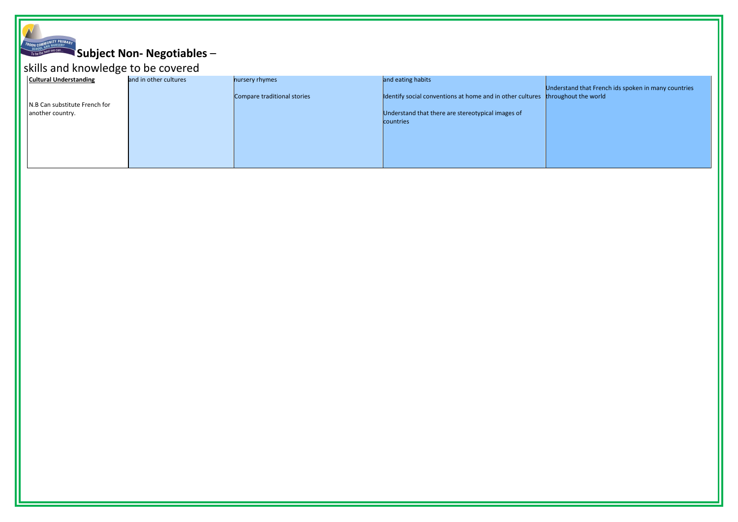## Subject Non- Negotiables –

skills and knowledge to be covered

| **Cultural Understanding**<br><br>N.B Can substitute French for another country. | and in other cultures | nursery rhymes<br><br>Compare traditional stories | and eating habits<br><br>Identify social conventions at home and in other cultures<br><br>Understand that there are stereotypical images of countries | Understand that French ids spoken in many countries throughout the world |
|---|---|---|---|---|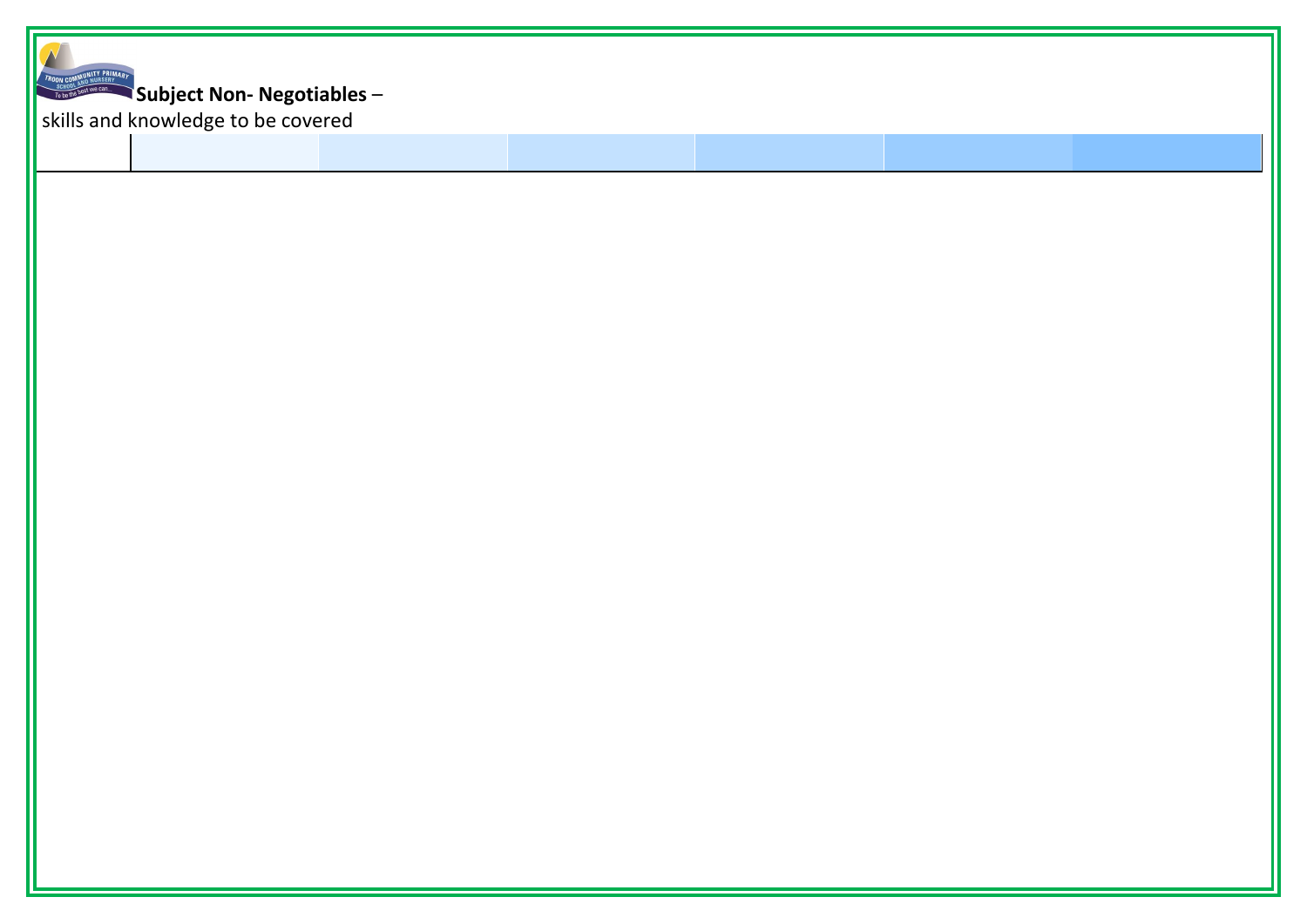**Subject Non- Negotiables** –

skills and knowledge to be covered

| | | | | | | |
|---|---|---|---|---|---|---|